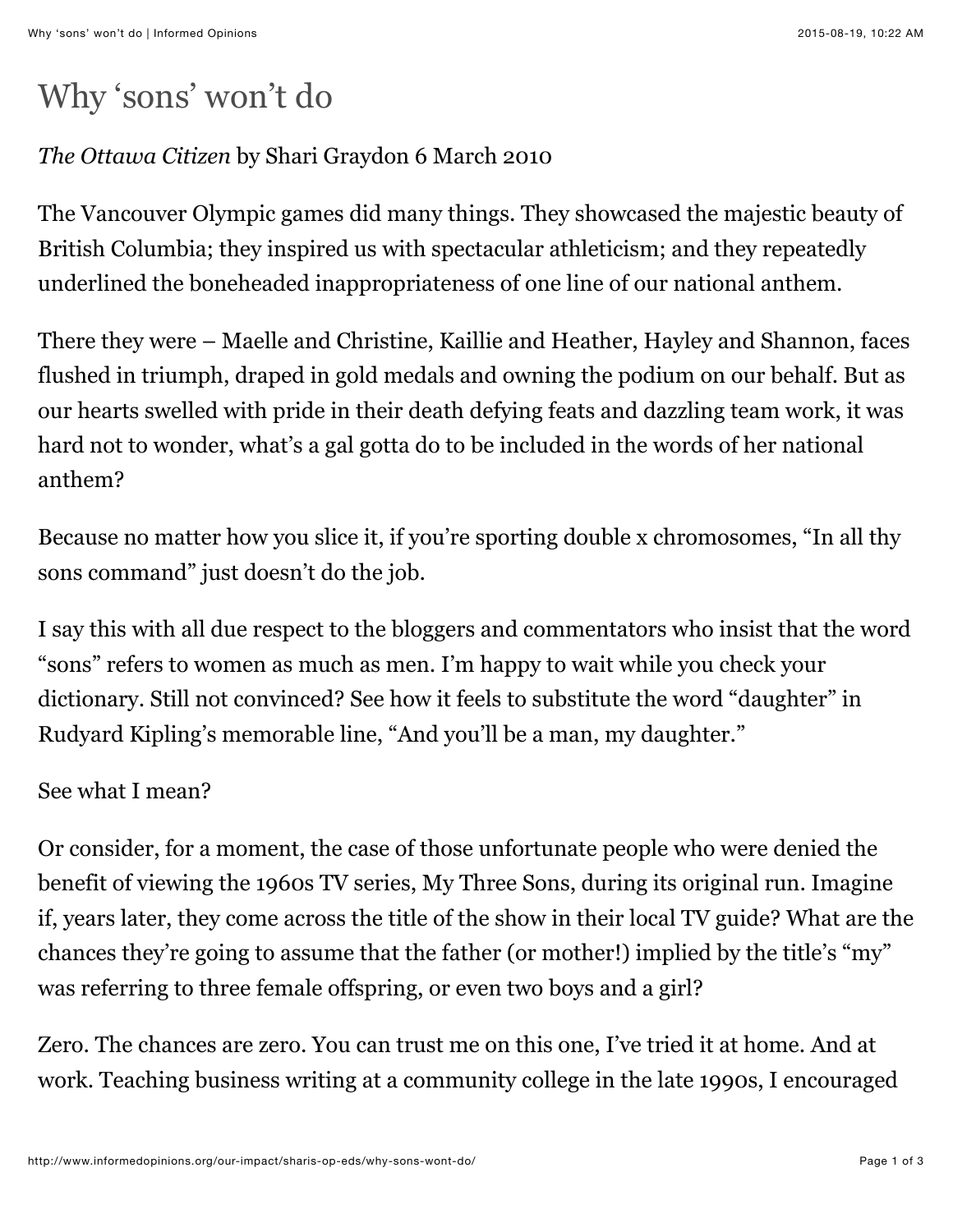# Why 'sons' won't do

*The Ottawa Citizen* by Shari Graydon 6 March 2010

The Vancouver Olympic games did many things. They showcased the majestic beauty of British Columbia; they inspired us with spectacular athleticism; and they repeatedly underlined the boneheaded inappropriateness of one line of our national anthem.

There they were – Maelle and Christine, Kaillie and Heather, Hayley and Shannon, faces flushed in triumph, draped in gold medals and owning the podium on our behalf. But as our hearts swelled with pride in their death defying feats and dazzling team work, it was hard not to wonder, what's a gal gotta do to be included in the words of her national anthem?

Because no matter how you slice it, if you're sporting double x chromosomes, "In all thy sons command" just doesn't do the job.

I say this with all due respect to the bloggers and commentators who insist that the word "sons" refers to women as much as men. I'm happy to wait while you check your dictionary. Still not convinced? See how it feels to substitute the word "daughter" in Rudyard Kipling's memorable line, "And you'll be a man, my daughter."

See what I mean?

Or consider, for a moment, the case of those unfortunate people who were denied the benefit of viewing the 1960s TV series, My Three Sons, during its original run. Imagine if, years later, they come across the title of the show in their local TV guide? What are the chances they're going to assume that the father (or mother!) implied by the title's "my" was referring to three female offspring, or even two boys and a girl?

Zero. The chances are zero. You can trust me on this one, I've tried it at home. And at work. Teaching business writing at a community college in the late 1990s, I encouraged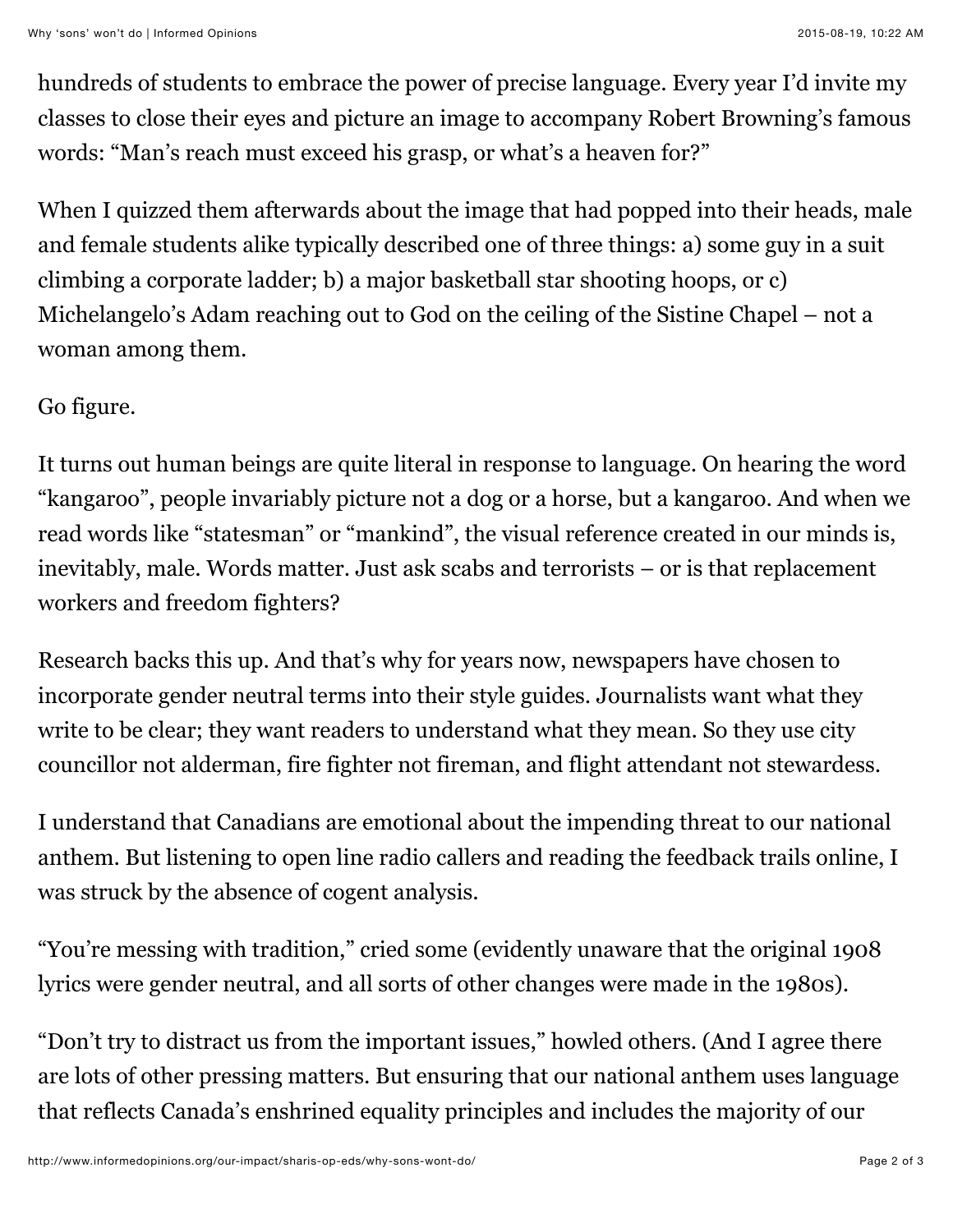hundreds of students to embrace the power of precise language. Every year I'd invite my classes to close their eyes and picture an image to accompany Robert Browning's famous words: "Man's reach must exceed his grasp, or what's a heaven for?"

When I quizzed them afterwards about the image that had popped into their heads, male and female students alike typically described one of three things: a) some guy in a suit climbing a corporate ladder; b) a major basketball star shooting hoops, or c) Michelangelo's Adam reaching out to God on the ceiling of the Sistine Chapel – not a woman among them.

Go figure.

It turns out human beings are quite literal in response to language. On hearing the word "kangaroo", people invariably picture not a dog or a horse, but a kangaroo. And when we read words like "statesman" or "mankind", the visual reference created in our minds is, inevitably, male. Words matter. Just ask scabs and terrorists – or is that replacement workers and freedom fighters?

Research backs this up. And that's why for years now, newspapers have chosen to incorporate gender neutral terms into their style guides. Journalists want what they write to be clear; they want readers to understand what they mean. So they use city councillor not alderman, fire fighter not fireman, and flight attendant not stewardess.

I understand that Canadians are emotional about the impending threat to our national anthem. But listening to open line radio callers and reading the feedback trails online, I was struck by the absence of cogent analysis.

"You're messing with tradition," cried some (evidently unaware that the original 1908 lyrics were gender neutral, and all sorts of other changes were made in the 1980s).

"Don't try to distract us from the important issues," howled others. (And I agree there are lots of other pressing matters. But ensuring that our national anthem uses language that reflects Canada's enshrined equality principles and includes the majority of our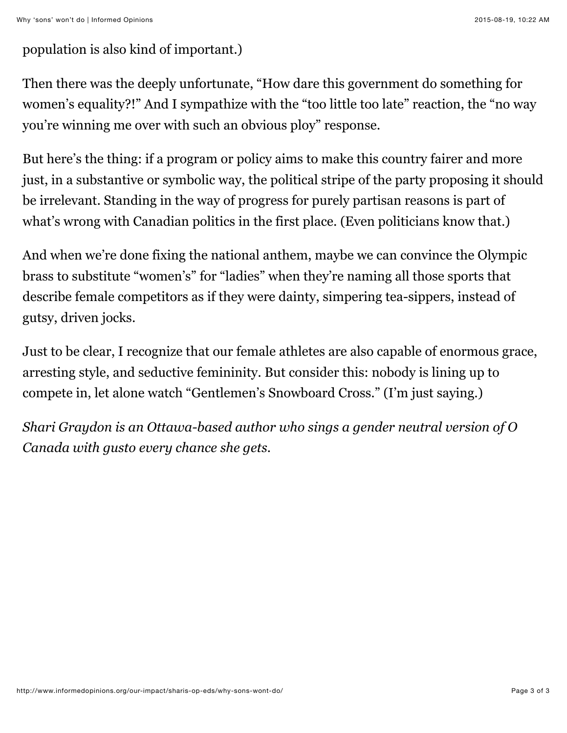population is also kind of important.)

Then there was the deeply unfortunate, “How dare this government do something for women’s equality?!” And I sympathize with the “too little too late” reaction, the “no way you’re winning me over with such an obvious ploy” response.

But here’s the thing: if a program or policy aims to make this country fairer and more just, in a substantive or symbolic way, the political stripe of the party proposing it should be irrelevant. Standing in the way of progress for purely partisan reasons is part of what’s wrong with Canadian politics in the first place. (Even politicians know that.)

And when we’re done fixing the national anthem, maybe we can convince the Olympic brass to substitute “women’s” for “ladies” when they’re naming all those sports that describe female competitors as if they were dainty, simpering tea-sippers, instead of gutsy, driven jocks.

Just to be clear, I recognize that our female athletes are also capable of enormous grace, arresting style, and seductive femininity. But consider this: nobody is lining up to compete in, let alone watch “Gentlemen’s Snowboard Cross.” (I’m just saying.)

*Shari Graydon is an Ottawa-based author who sings a gender neutral version of O Canada with gusto every chance she gets.*